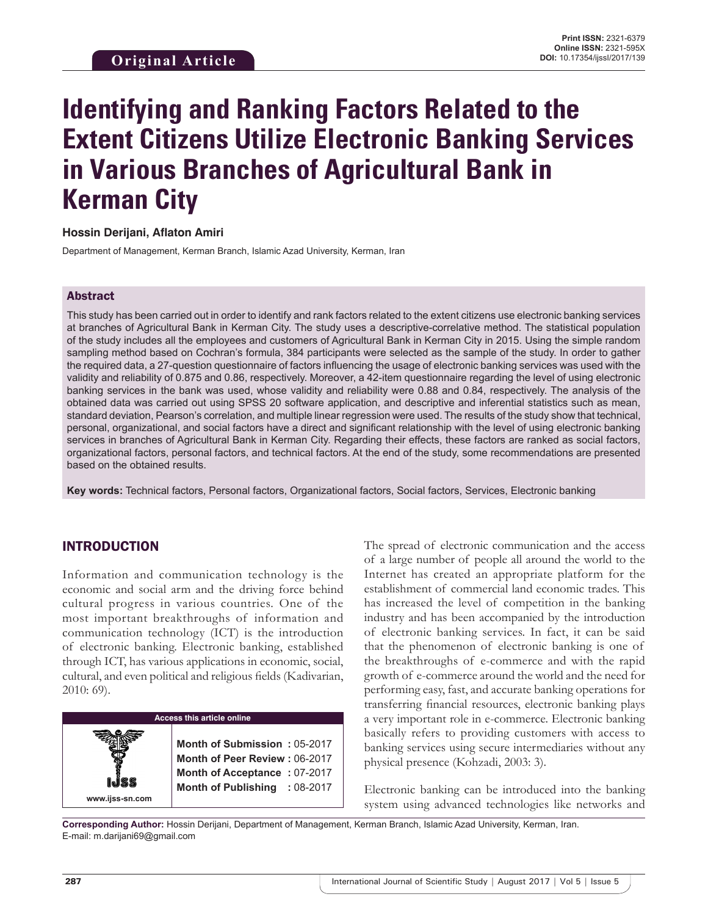Original Article

**Print ISSN:** 2321-6379
**Online ISSN:** 2321-595X
**DOI:** 10.17354/ijssl/2017/139

# Identifying and Ranking Factors Related to the Extent Citizens Utilize Electronic Banking Services in Various Branches of Agricultural Bank in Kerman City

**Hossin Derijani, Aflaton Amiri**

Department of Management, Kerman Branch, Islamic Azad University, Kerman, Iran

## Abstract

This study has been carried out in order to identify and rank factors related to the extent citizens use electronic banking services at branches of Agricultural Bank in Kerman City. The study uses a descriptive-correlative method. The statistical population of the study includes all the employees and customers of Agricultural Bank in Kerman City in 2015. Using the simple random sampling method based on Cochran's formula, 384 participants were selected as the sample of the study. In order to gather the required data, a 27-question questionnaire of factors influencing the usage of electronic banking services was used with the validity and reliability of 0.875 and 0.86, respectively. Moreover, a 42-item questionnaire regarding the level of using electronic banking services in the bank was used, whose validity and reliability were 0.88 and 0.84, respectively. The analysis of the obtained data was carried out using SPSS 20 software application, and descriptive and inferential statistics such as mean, standard deviation, Pearson's correlation, and multiple linear regression were used. The results of the study show that technical, personal, organizational, and social factors have a direct and significant relationship with the level of using electronic banking services in branches of Agricultural Bank in Kerman City. Regarding their effects, these factors are ranked as social factors, organizational factors, personal factors, and technical factors. At the end of the study, some recommendations are presented based on the obtained results.

**Key words:** Technical factors, Personal factors, Organizational factors, Social factors, Services, Electronic banking

## INTRODUCTION

Information and communication technology is the economic and social arm and the driving force behind cultural progress in various countries. One of the most important breakthroughs of information and communication technology (ICT) is the introduction of electronic banking. Electronic banking, established through ICT, has various applications in economic, social, cultural, and even political and religious fields (Kadivarian, 2010: 69).

| Access this article online | |
|---|---|
| www.ijss-sn.com | **Month of Submission :** 05-2017<br>**Month of Peer Review :** 06-2017<br>**Month of Acceptance :** 07-2017<br>**Month of Publishing :** 08-2017 |

The spread of electronic communication and the access of a large number of people all around the world to the Internet has created an appropriate platform for the establishment of commercial land economic trades. This has increased the level of competition in the banking industry and has been accompanied by the introduction of electronic banking services. In fact, it can be said that the phenomenon of electronic banking is one of the breakthroughs of e-commerce and with the rapid growth of e-commerce around the world and the need for performing easy, fast, and accurate banking operations for transferring financial resources, electronic banking plays a very important role in e-commerce. Electronic banking basically refers to providing customers with access to banking services using secure intermediaries without any physical presence (Kohzadi, 2003: 3).

Electronic banking can be introduced into the banking system using advanced technologies like networks and

**Corresponding Author:** Hossin Derijani, Department of Management, Kerman Branch, Islamic Azad University, Kerman, Iran. E-mail: m.darijani69@gmail.com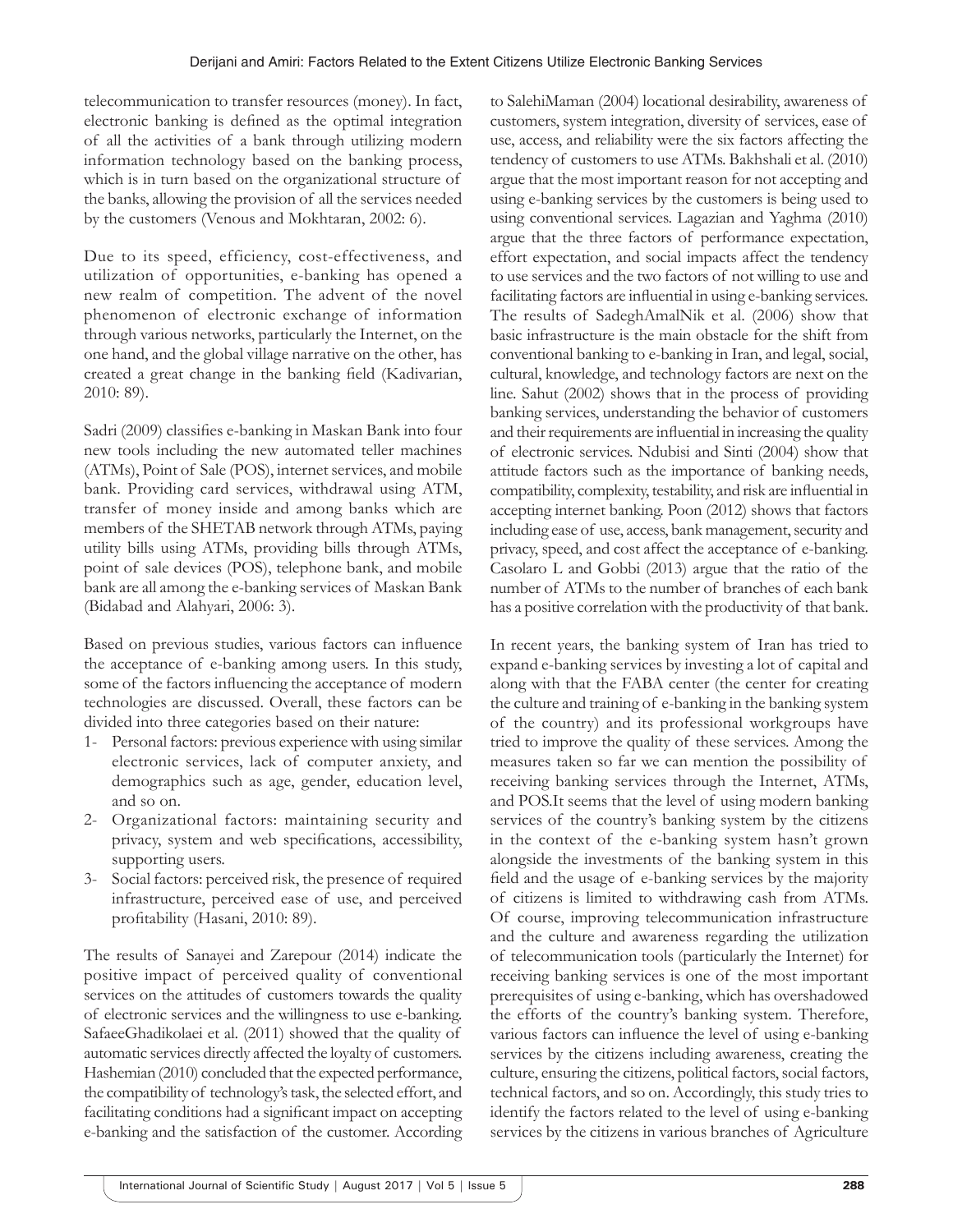telecommunication to transfer resources (money). In fact, electronic banking is defined as the optimal integration of all the activities of a bank through utilizing modern information technology based on the banking process, which is in turn based on the organizational structure of the banks, allowing the provision of all the services needed by the customers (Venous and Mokhtaran, 2002: 6).

Due to its speed, efficiency, cost-effectiveness, and utilization of opportunities, e-banking has opened a new realm of competition. The advent of the novel phenomenon of electronic exchange of information through various networks, particularly the Internet, on the one hand, and the global village narrative on the other, has created a great change in the banking field (Kadivarian, 2010: 89).

Sadri (2009) classifies e-banking in Maskan Bank into four new tools including the new automated teller machines (ATMs), Point of Sale (POS), internet services, and mobile bank. Providing card services, withdrawal using ATM, transfer of money inside and among banks which are members of the SHETAB network through ATMs, paying utility bills using ATMs, providing bills through ATMs, point of sale devices (POS), telephone bank, and mobile bank are all among the e-banking services of Maskan Bank (Bidabad and Alahyari, 2006: 3).

Based on previous studies, various factors can influence the acceptance of e-banking among users. In this study, some of the factors influencing the acceptance of modern technologies are discussed. Overall, these factors can be divided into three categories based on their nature:

1- Personal factors: previous experience with using similar electronic services, lack of computer anxiety, and demographics such as age, gender, education level, and so on.
2- Organizational factors: maintaining security and privacy, system and web specifications, accessibility, supporting users.
3- Social factors: perceived risk, the presence of required infrastructure, perceived ease of use, and perceived profitability (Hasani, 2010: 89).

The results of Sanayei and Zarepour (2014) indicate the positive impact of perceived quality of conventional services on the attitudes of customers towards the quality of electronic services and the willingness to use e-banking. SafaeeGhadikolaei et al. (2011) showed that the quality of automatic services directly affected the loyalty of customers. Hashemian (2010) concluded that the expected performance, the compatibility of technology's task, the selected effort, and facilitating conditions had a significant impact on accepting e-banking and the satisfaction of the customer. According to SalehiMaman (2004) locational desirability, awareness of customers, system integration, diversity of services, ease of use, access, and reliability were the six factors affecting the tendency of customers to use ATMs. Bakhshali et al. (2010) argue that the most important reason for not accepting and using e-banking services by the customers is being used to using conventional services. Lagazian and Yaghma (2010) argue that the three factors of performance expectation, effort expectation, and social impacts affect the tendency to use services and the two factors of not willing to use and facilitating factors are influential in using e-banking services. The results of SadeghAmalNik et al. (2006) show that basic infrastructure is the main obstacle for the shift from conventional banking to e-banking in Iran, and legal, social, cultural, knowledge, and technology factors are next on the line. Sahut (2002) shows that in the process of providing banking services, understanding the behavior of customers and their requirements are influential in increasing the quality of electronic services. Ndubisi and Sinti (2004) show that attitude factors such as the importance of banking needs, compatibility, complexity, testability, and risk are influential in accepting internet banking. Poon (2012) shows that factors including ease of use, access, bank management, security and privacy, speed, and cost affect the acceptance of e-banking. Casolaro L and Gobbi (2013) argue that the ratio of the number of ATMs to the number of branches of each bank has a positive correlation with the productivity of that bank.

In recent years, the banking system of Iran has tried to expand e-banking services by investing a lot of capital and along with that the FABA center (the center for creating the culture and training of e-banking in the banking system of the country) and its professional workgroups have tried to improve the quality of these services. Among the measures taken so far we can mention the possibility of receiving banking services through the Internet, ATMs, and POS.It seems that the level of using modern banking services of the country's banking system by the citizens in the context of the e-banking system hasn't grown alongside the investments of the banking system in this field and the usage of e-banking services by the majority of citizens is limited to withdrawing cash from ATMs. Of course, improving telecommunication infrastructure and the culture and awareness regarding the utilization of telecommunication tools (particularly the Internet) for receiving banking services is one of the most important prerequisites of using e-banking, which has overshadowed the efforts of the country's banking system. Therefore, various factors can influence the level of using e-banking services by the citizens including awareness, creating the culture, ensuring the citizens, political factors, social factors, technical factors, and so on. Accordingly, this study tries to identify the factors related to the level of using e-banking services by the citizens in various branches of Agriculture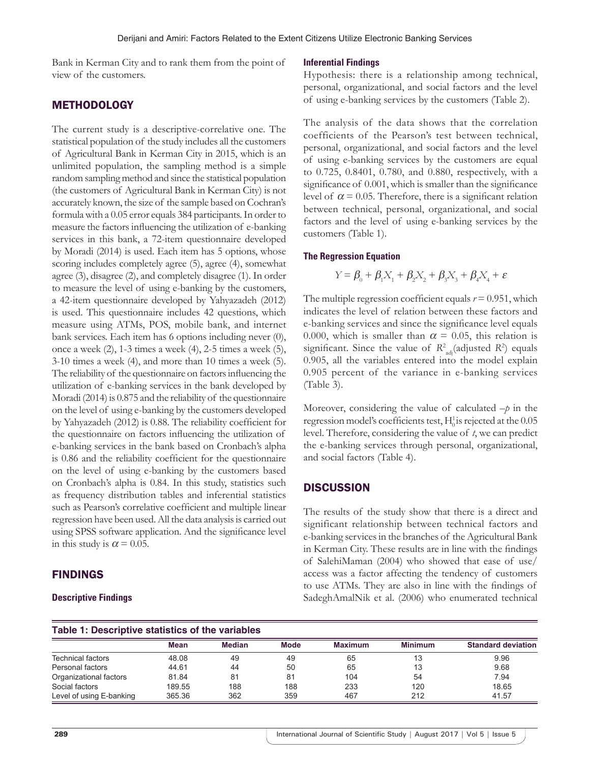Bank in Kerman City and to rank them from the point of view of the customers.

## METHODOLOGY

The current study is a descriptive-correlative one. The statistical population of the study includes all the customers of Agricultural Bank in Kerman City in 2015, which is an unlimited population, the sampling method is a simple random sampling method and since the statistical population (the customers of Agricultural Bank in Kerman City) is not accurately known, the size of the sample based on Cochran's formula with a 0.05 error equals 384 participants. In order to measure the factors influencing the utilization of e-banking services in this bank, a 72-item questionnaire developed by Moradi (2014) is used. Each item has 5 options, whose scoring includes completely agree (5), agree (4), somewhat agree (3), disagree (2), and completely disagree (1). In order to measure the level of using e-banking by the customers, a 42-item questionnaire developed by Yahyazadeh (2012) is used. This questionnaire includes 42 questions, which measure using ATMs, POS, mobile bank, and internet bank services. Each item has 6 options including never (0), once a week (2), 1-3 times a week (4), 2-5 times a week (5), 3-10 times a week (4), and more than 10 times a week (5). The reliability of the questionnaire on factors influencing the utilization of e-banking services in the bank developed by Moradi (2014) is 0.875 and the reliability of the questionnaire on the level of using e-banking by the customers developed by Yahyazadeh (2012) is 0.88. The reliability coefficient for the questionnaire on factors influencing the utilization of e-banking services in the bank based on Cronbach's alpha is 0.86 and the reliability coefficient for the questionnaire on the level of using e-banking by the customers based on Cronbach's alpha is 0.84. In this study, statistics such as frequency distribution tables and inferential statistics such as Pearson's correlative coefficient and multiple linear regression have been used. All the data analysis is carried out using SPSS software application. And the significance level in this study is $\alpha = 0.05$.

## FINDINGS

### Descriptive Findings

**Table 1: Descriptive statistics of the variables**

| | Mean | Median | Mode | Maximum | Minimum | Standard deviation |
|---|---|---|---|---|---|---|
| Technical factors | 48.08 | 49 | 49 | 65 | 13 | 9.96 |
| Personal factors | 44.61 | 44 | 50 | 65 | 13 | 9.68 |
| Organizational factors | 81.84 | 81 | 81 | 104 | 54 | 7.94 |
| Social factors | 189.55 | 188 | 188 | 233 | 120 | 18.65 |
| Level of using E-banking | 365.36 | 362 | 359 | 467 | 212 | 41.57 |

### Inferential Findings

Hypothesis: there is a relationship among technical, personal, organizational, and social factors and the level of using e-banking services by the customers (Table 2).

The analysis of the data shows that the correlation coefficients of the Pearson's test between technical, personal, organizational, and social factors and the level of using e-banking services by the customers are equal to 0.725, 0.8401, 0.780, and 0.880, respectively, with a significance of 0.001, which is smaller than the significance level of $\alpha = 0.05$. Therefore, there is a significant relation between technical, personal, organizational, and social factors and the level of using e-banking services by the customers (Table 1).

### The Regression Equation

$$Y = \beta_0 + \beta_1 X_1 + \beta_2 X_2 + \beta_3 X_3 + \beta_4 X_4 + \varepsilon$$

The multiple regression coefficient equals $r = 0.951$, which indicates the level of relation between these factors and e-banking services and since the significance level equals 0.000, which is smaller than $\alpha = 0.05$, this relation is significant. Since the value of $R^2_{\text{adj}}$(adjusted $R^2$) equals 0.905, all the variables entered into the model explain 0.905 percent of the variance in e-banking services (Table 3).

Moreover, considering the value of calculated $-p$ in the regression model's coefficients test, $H_0^1$ is rejected at the 0.05 level. Therefore, considering the value of $t$, we can predict the e-banking services through personal, organizational, and social factors (Table 4).

## DISCUSSION

The results of the study show that there is a direct and significant relationship between technical factors and e-banking services in the branches of the Agricultural Bank in Kerman City. These results are in line with the findings of SalehiMaman (2004) who showed that ease of use/access was a factor affecting the tendency of customers to use ATMs. They are also in line with the findings of SadeghAmalNik et al. (2006) who enumerated technical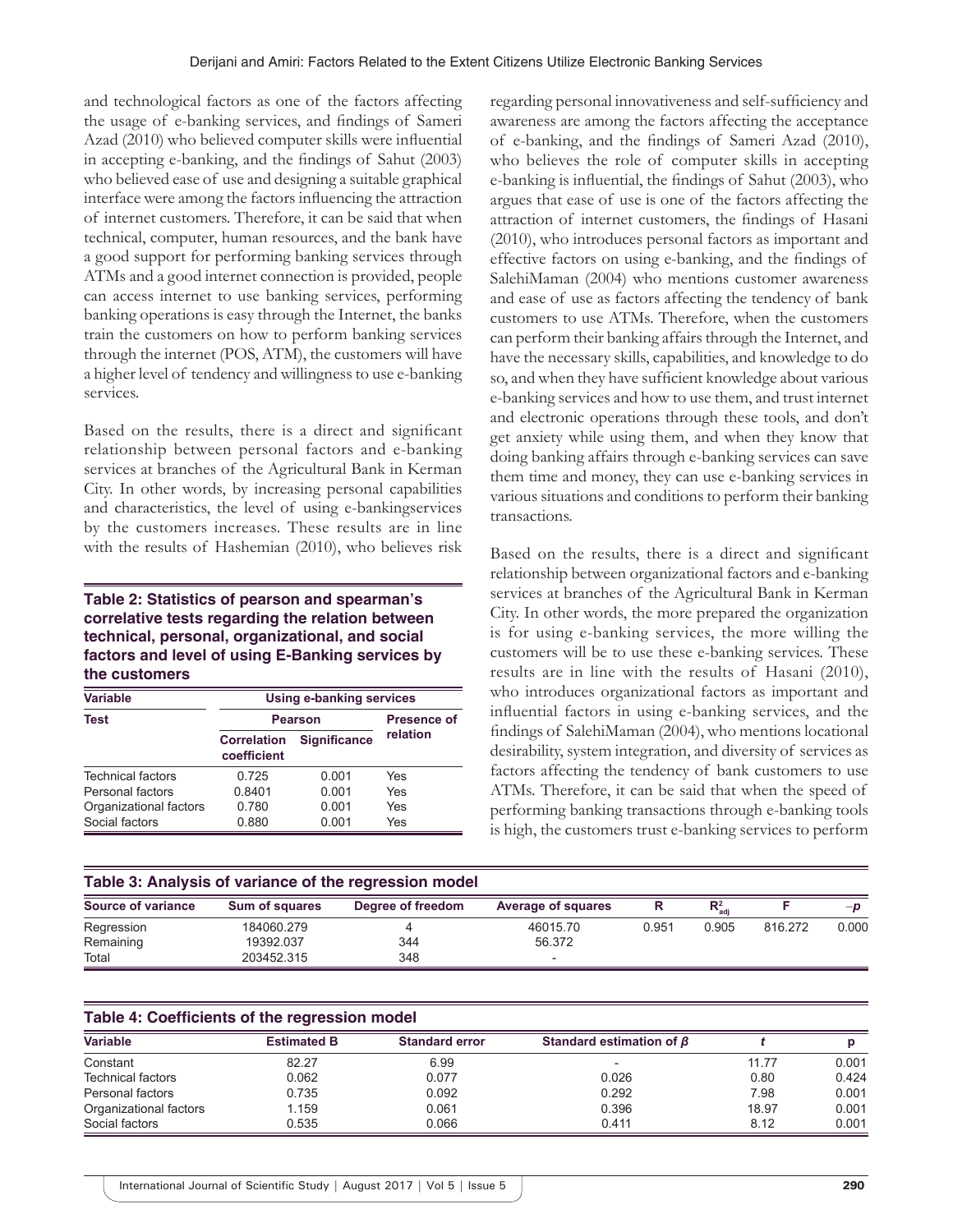and technological factors as one of the factors affecting the usage of e-banking services, and findings of Sameri Azad (2010) who believed computer skills were influential in accepting e-banking, and the findings of Sahut (2003) who believed ease of use and designing a suitable graphical interface were among the factors influencing the attraction of internet customers. Therefore, it can be said that when technical, computer, human resources, and the bank have a good support for performing banking services through ATMs and a good internet connection is provided, people can access internet to use banking services, performing banking operations is easy through the Internet, the banks train the customers on how to perform banking services through the internet (POS, ATM), the customers will have a higher level of tendency and willingness to use e-banking services.

Based on the results, there is a direct and significant relationship between personal factors and e-banking services at branches of the Agricultural Bank in Kerman City. In other words, by increasing personal capabilities and characteristics, the level of using e-bankingservices by the customers increases. These results are in line with the results of Hashemian (2010), who believes risk

**Table 2: Statistics of pearson and spearman's correlative tests regarding the relation between technical, personal, organizational, and social factors and level of using E-Banking services by the customers**

| Variable | Using e-banking services | | |
|---|---|---|---|
| Test | Pearson | | Presence of relation |
| | Correlation coefficient | Significance | |
| Technical factors | 0.725 | 0.001 | Yes |
| Personal factors | 0.8401 | 0.001 | Yes |
| Organizational factors | 0.780 | 0.001 | Yes |
| Social factors | 0.880 | 0.001 | Yes |

regarding personal innovativeness and self-sufficiency and awareness are among the factors affecting the acceptance of e-banking, and the findings of Sameri Azad (2010), who believes the role of computer skills in accepting e-banking is influential, the findings of Sahut (2003), who argues that ease of use is one of the factors affecting the attraction of internet customers, the findings of Hasani (2010), who introduces personal factors as important and effective factors on using e-banking, and the findings of SalehiMaman (2004) who mentions customer awareness and ease of use as factors affecting the tendency of bank customers to use ATMs. Therefore, when the customers can perform their banking affairs through the Internet, and have the necessary skills, capabilities, and knowledge to do so, and when they have sufficient knowledge about various e-banking services and how to use them, and trust internet and electronic operations through these tools, and don't get anxiety while using them, and when they know that doing banking affairs through e-banking services can save them time and money, they can use e-banking services in various situations and conditions to perform their banking transactions.

Based on the results, there is a direct and significant relationship between organizational factors and e-banking services at branches of the Agricultural Bank in Kerman City. In other words, the more prepared the organization is for using e-banking services, the more willing the customers will be to use these e-banking services. These results are in line with the results of Hasani (2010), who introduces organizational factors as important and influential factors in using e-banking services, and the findings of SalehiMaman (2004), who mentions locational desirability, system integration, and diversity of services as factors affecting the tendency of bank customers to use ATMs. Therefore, it can be said that when the speed of performing banking transactions through e-banking tools is high, the customers trust e-banking services to perform

**Table 3: Analysis of variance of the regression model**

| Source of variance | Sum of squares | Degree of freedom | Average of squares | R | $R^2_{adj}$ | F | $-p$ |
|---|---|---|---|---|---|---|---|
| Regression | 184060.279 | 4 | 46015.70 | 0.951 | 0.905 | 816.272 | 0.000 |
| Remaining | 19392.037 | 344 | 56.372 | | | | |
| Total | 203452.315 | 348 | - | | | | |

**Table 4: Coefficients of the regression model**

| Variable | Estimated B | Standard error | Standard estimation of $\beta$ | $t$ | p |
|---|---|---|---|---|---|
| Constant | 82.27 | 6.99 | - | 11.77 | 0.001 |
| Technical factors | 0.062 | 0.077 | 0.026 | 0.80 | 0.424 |
| Personal factors | 0.735 | 0.092 | 0.292 | 7.98 | 0.001 |
| Organizational factors | 1.159 | 0.061 | 0.396 | 18.97 | 0.001 |
| Social factors | 0.535 | 0.066 | 0.411 | 8.12 | 0.001 |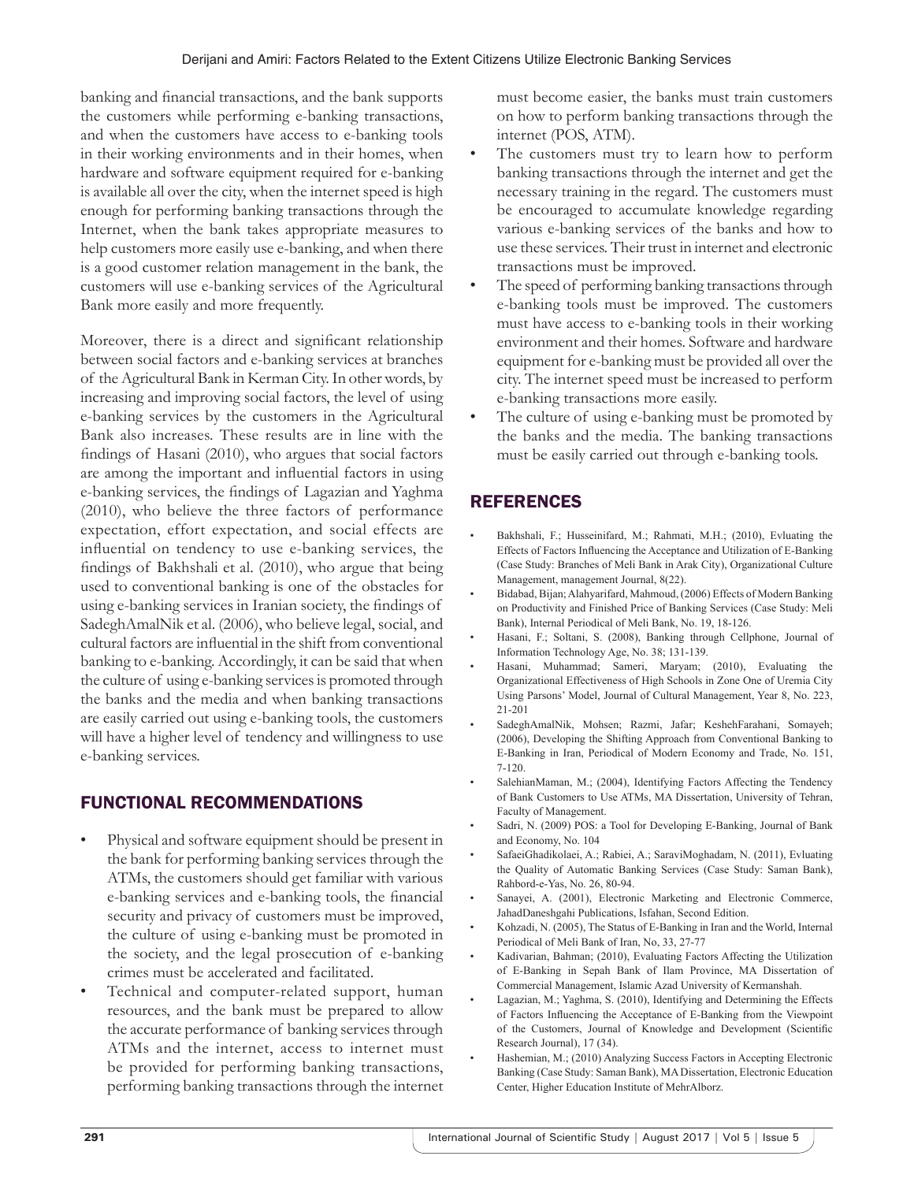banking and financial transactions, and the bank supports the customers while performing e-banking transactions, and when the customers have access to e-banking tools in their working environments and in their homes, when hardware and software equipment required for e-banking is available all over the city, when the internet speed is high enough for performing banking transactions through the Internet, when the bank takes appropriate measures to help customers more easily use e-banking, and when there is a good customer relation management in the bank, the customers will use e-banking services of the Agricultural Bank more easily and more frequently.

Moreover, there is a direct and significant relationship between social factors and e-banking services at branches of the Agricultural Bank in Kerman City. In other words, by increasing and improving social factors, the level of using e-banking services by the customers in the Agricultural Bank also increases. These results are in line with the findings of Hasani (2010), who argues that social factors are among the important and influential factors in using e-banking services, the findings of Lagazian and Yaghma (2010), who believe the three factors of performance expectation, effort expectation, and social effects are influential on tendency to use e-banking services, the findings of Bakhshali et al. (2010), who argue that being used to conventional banking is one of the obstacles for using e-banking services in Iranian society, the findings of SadeghAmalNik et al. (2006), who believe legal, social, and cultural factors are influential in the shift from conventional banking to e-banking. Accordingly, it can be said that when the culture of using e-banking services is promoted through the banks and the media and when banking transactions are easily carried out using e-banking tools, the customers will have a higher level of tendency and willingness to use e-banking services.

## FUNCTIONAL RECOMMENDATIONS

- Physical and software equipment should be present in the bank for performing banking services through the ATMs, the customers should get familiar with various e-banking services and e-banking tools, the financial security and privacy of customers must be improved, the culture of using e-banking must be promoted in the society, and the legal prosecution of e-banking crimes must be accelerated and facilitated.
- Technical and computer-related support, human resources, and the bank must be prepared to allow the accurate performance of banking services through ATMs and the internet, access to internet must be provided for performing banking transactions, performing banking transactions through the internet must become easier, the banks must train customers on how to perform banking transactions through the internet (POS, ATM).
- The customers must try to learn how to perform banking transactions through the internet and get the necessary training in the regard. The customers must be encouraged to accumulate knowledge regarding various e-banking services of the banks and how to use these services. Their trust in internet and electronic transactions must be improved.
- The speed of performing banking transactions through e-banking tools must be improved. The customers must have access to e-banking tools in their working environment and their homes. Software and hardware equipment for e-banking must be provided all over the city. The internet speed must be increased to perform e-banking transactions more easily.
- The culture of using e-banking must be promoted by the banks and the media. The banking transactions must be easily carried out through e-banking tools.

## REFERENCES

- Bakhshali, F.; Husseinifard, M.; Rahmati, M.H.; (2010), Evluating the Effects of Factors Influencing the Acceptance and Utilization of E-Banking (Case Study: Branches of Meli Bank in Arak City), Organizational Culture Management, management Journal, 8(22).
- Bidabad, Bijan; Alahyarifard, Mahmoud, (2006) Effects of Modern Banking on Productivity and Finished Price of Banking Services (Case Study: Meli Bank), Internal Periodical of Meli Bank, No. 19, 18-126.
- Hasani, F.; Soltani, S. (2008), Banking through Cellphone, Journal of Information Technology Age, No. 38; 131-139.
- Hasani, Muhammad; Sameri, Maryam; (2010), Evaluating the Organizational Effectiveness of High Schools in Zone One of Uremia City Using Parsons' Model, Journal of Cultural Management, Year 8, No. 223, 21-201
- SadeghAmalNik, Mohsen; Razmi, Jafar; KeshehFarahani, Somayeh; (2006), Developing the Shifting Approach from Conventional Banking to E-Banking in Iran, Periodical of Modern Economy and Trade, No. 151, 7-120.
- SalehianMaman, M.; (2004), Identifying Factors Affecting the Tendency of Bank Customers to Use ATMs, MA Dissertation, University of Tehran, Faculty of Management.
- Sadri, N. (2009) POS: a Tool for Developing E-Banking, Journal of Bank and Economy, No. 104
- SafaeiGhadikolaei, A.; Rabiei, A.; SaraviMoghadam, N. (2011), Evluating the Quality of Automatic Banking Services (Case Study: Saman Bank), Rahbord-e-Yas, No. 26, 80-94.
- Sanayei, A. (2001), Electronic Marketing and Electronic Commerce, JahadDaneshgahi Publications, Isfahan, Second Edition.
- Kohzadi, N. (2005), The Status of E-Banking in Iran and the World, Internal Periodical of Meli Bank of Iran, No, 33, 27-77
- Kadivarian, Bahman; (2010), Evaluating Factors Affecting the Utilization of E-Banking in Sepah Bank of Ilam Province, MA Dissertation of Commercial Management, Islamic Azad University of Kermanshah.
- Lagazian, M.; Yaghma, S. (2010), Identifying and Determining the Effects of Factors Influencing the Acceptance of E-Banking from the Viewpoint of the Customers, Journal of Knowledge and Development (Scientific Research Journal), 17 (34).
- Hashemian, M.; (2010) Analyzing Success Factors in Accepting Electronic Banking (Case Study: Saman Bank), MA Dissertation, Electronic Education Center, Higher Education Institute of MehrAlborz.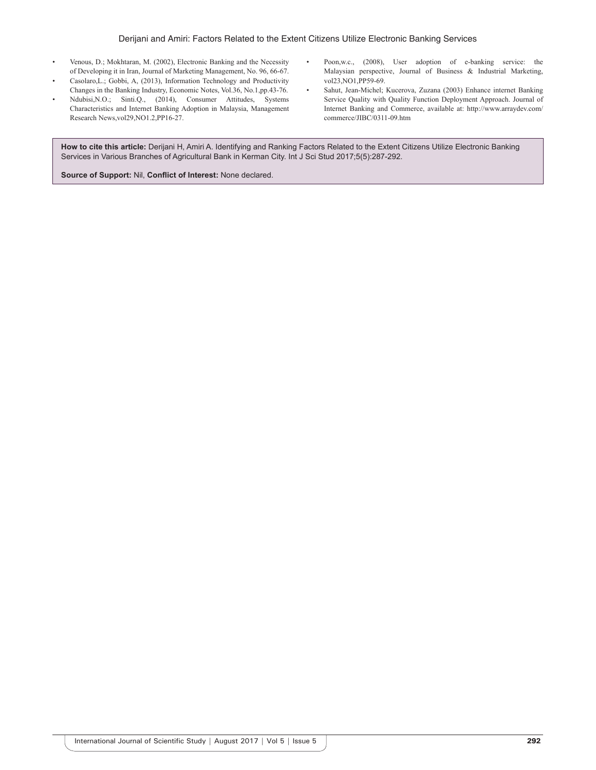- Venous, D.; Mokhtaran, M. (2002), Electronic Banking and the Necessity of Developing it in Iran, Journal of Marketing Management, No. 96, 66-67.
- Casolaro,L.; Gobbi, A, (2013), Information Technology and Productivity Changes in the Banking Industry, Economic Notes, Vol.36, No.1,pp.43-76.
- Ndubisi,N.O.; Sinti.Q., (2014), Consumer Attitudes, Systems Characteristics and Internet Banking Adoption in Malaysia, Management Research News,vol29,NO1.2,PP16-27.
- Poon,w.c., (2008), User adoption of e-banking service: the Malaysian perspective, Journal of Business & Industrial Marketing, vol23,NO1,PP59-69.
- Sahut, Jean-Michel; Kucerova, Zuzana (2003) Enhance internet Banking Service Quality with Quality Function Deployment Approach. Journal of Internet Banking and Commerce, available at: http://www.arraydev.com/commerce/JIBC/0311-09.htm

**How to cite this article:** Derijani H, Amiri A. Identifying and Ranking Factors Related to the Extent Citizens Utilize Electronic Banking Services in Various Branches of Agricultural Bank in Kerman City. Int J Sci Stud 2017;5(5):287-292.

**Source of Support:** Nil, **Conflict of Interest:** None declared.